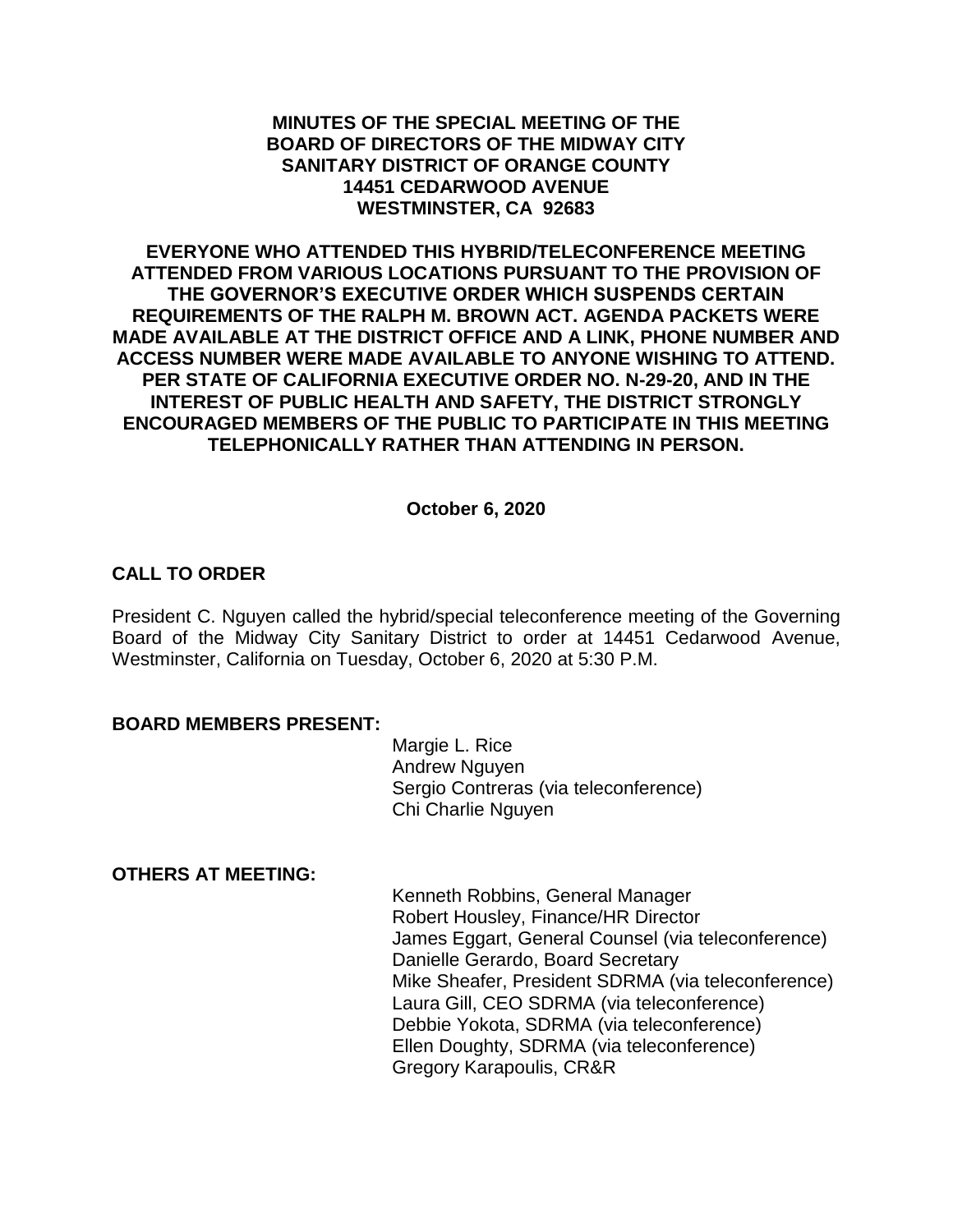**MINUTES OF THE SPECIAL MEETING OF THE BOARD OF DIRECTORS OF THE MIDWAY CITY SANITARY DISTRICT OF ORANGE COUNTY 14451 CEDARWOOD AVENUE WESTMINSTER, CA 92683**

**EVERYONE WHO ATTENDED THIS HYBRID/TELECONFERENCE MEETING ATTENDED FROM VARIOUS LOCATIONS PURSUANT TO THE PROVISION OF THE GOVERNOR'S EXECUTIVE ORDER WHICH SUSPENDS CERTAIN REQUIREMENTS OF THE RALPH M. BROWN ACT. AGENDA PACKETS WERE MADE AVAILABLE AT THE DISTRICT OFFICE AND A LINK, PHONE NUMBER AND ACCESS NUMBER WERE MADE AVAILABLE TO ANYONE WISHING TO ATTEND. PER STATE OF CALIFORNIA EXECUTIVE ORDER NO. N-29-20, AND IN THE INTEREST OF PUBLIC HEALTH AND SAFETY, THE DISTRICT STRONGLY ENCOURAGED MEMBERS OF THE PUBLIC TO PARTICIPATE IN THIS MEETING TELEPHONICALLY RATHER THAN ATTENDING IN PERSON.**

**October 6, 2020**

## CALL TO ORDER

President C. Nguyen called the hybrid/special teleconference meeting of the Governing Board of the Midway City Sanitary District to order at 14451 Cedarwood Avenue, Westminster, California on Tuesday, October 6, 2020 at 5:30 P.M.

## BOARD MEMBERS PRESENT:

Margie L. Rice
Andrew Nguyen
Sergio Contreras (via teleconference)
Chi Charlie Nguyen

## OTHERS AT MEETING:

Kenneth Robbins, General Manager
Robert Housley, Finance/HR Director
James Eggart, General Counsel (via teleconference)
Danielle Gerardo, Board Secretary
Mike Sheafer, President SDRMA (via teleconference)
Laura Gill, CEO SDRMA (via teleconference)
Debbie Yokota, SDRMA (via teleconference)
Ellen Doughty, SDRMA (via teleconference)
Gregory Karapoulis, CR&R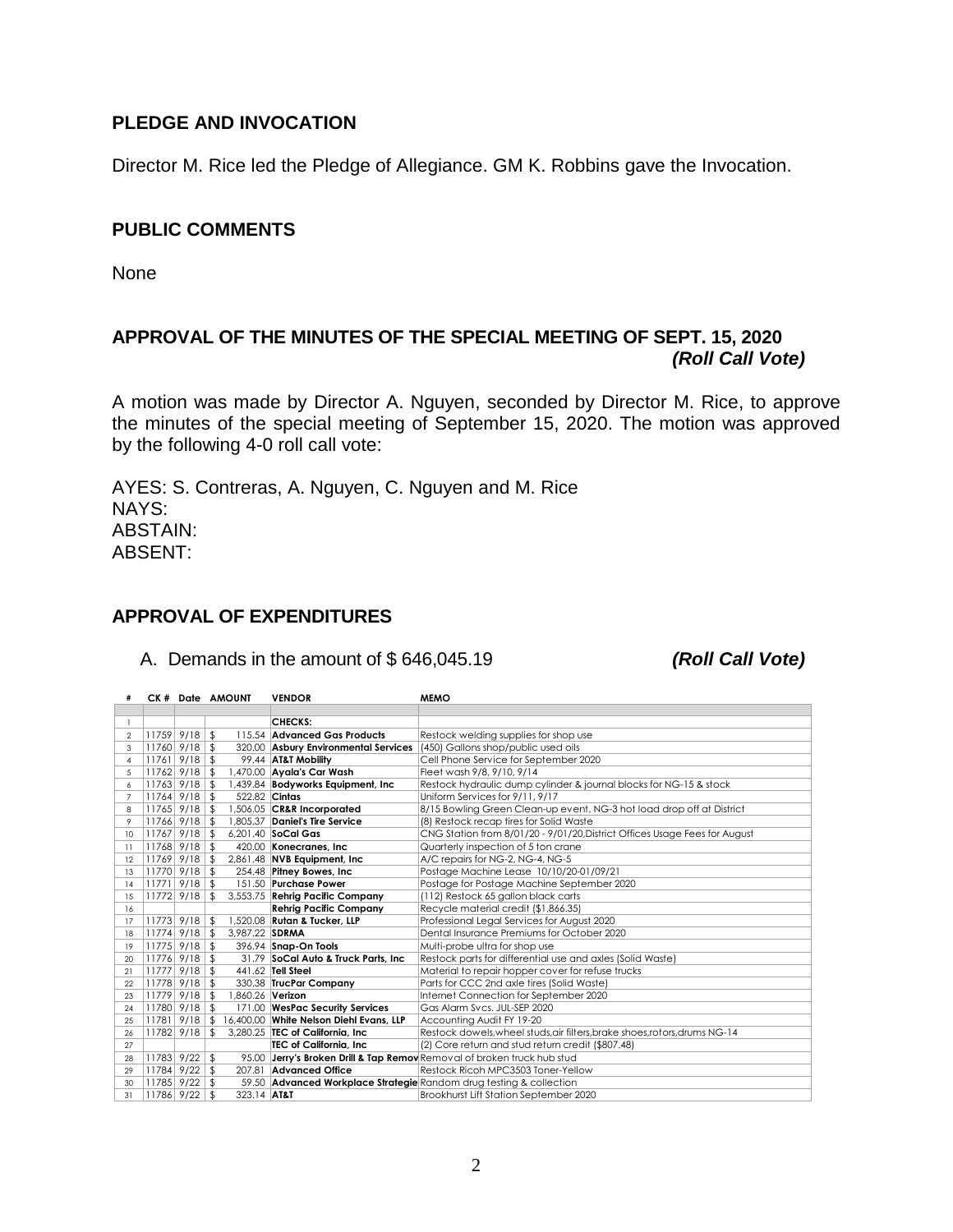## PLEDGE AND INVOCATION

Director M. Rice led the Pledge of Allegiance. GM K. Robbins gave the Invocation.

## PUBLIC COMMENTS

None

## APPROVAL OF THE MINUTES OF THE SPECIAL MEETING OF SEPT. 15, 2020 *(Roll Call Vote)*

A motion was made by Director A. Nguyen, seconded by Director M. Rice, to approve the minutes of the special meeting of September 15, 2020. The motion was approved by the following 4-0 roll call vote:

AYES: S. Contreras, A. Nguyen, C. Nguyen and M. Rice
NAYS:
ABSTAIN:
ABSENT:

## APPROVAL OF EXPENDITURES

A. Demands in the amount of $ 646,045.19 *(Roll Call Vote)*

| # | CK # | Date | AMOUNT | VENDOR | MEMO |
|---|---|---|---|---|---|
| 1 | | | | **CHECKS:** | |
| 2 | 11759 | 9/18 | $ 115.54 | **Advanced Gas Products** | Restock welding supplies for shop use |
| 3 | 11760 | 9/18 | $ 320.00 | **Asbury Environmental Services** | (450) Gallons shop/public used oils |
| 4 | 11761 | 9/18 | $ 99.44 | **AT&T Mobility** | Cell Phone Service for September 2020 |
| 5 | 11762 | 9/18 | $ 1,470.00 | **Ayala's Car Wash** | Fleet wash 9/8, 9/10, 9/14 |
| 6 | 11763 | 9/18 | $ 1,439.84 | **Bodyworks Equipment, Inc** | Restock hydraulic dump cylinder & journal blocks for NG-15 & stock |
| 7 | 11764 | 9/18 | $ 522.82 | **Cintas** | Uniform Services for 9/11, 9/17 |
| 8 | 11765 | 9/18 | $ 1,506.05 | **CR&R Incorporated** | 8/15 Bowling Green Clean-up event, NG-3 hot load drop off at District |
| 9 | 11766 | 9/18 | $ 1,805.37 | **Daniel's Tire Service** | (8) Restock recap tires for Solid Waste |
| 10 | 11767 | 9/18 | $ 6,201.40 | **SoCal Gas** | CNG Station from 8/01/20 - 9/01/20,District Offices Usage Fees for August |
| 11 | 11768 | 9/18 | $ 420.00 | **Konecranes, Inc** | Quarterly inspection of 5 ton crane |
| 12 | 11769 | 9/18 | $ 2,861.48 | **NVB Equipment, Inc** | A/C repairs for NG-2, NG-4, NG-5 |
| 13 | 11770 | 9/18 | $ 254.48 | **Pitney Bowes, Inc** | Postage Machine Lease 10/10/20-01/09/21 |
| 14 | 11771 | 9/18 | $ 151.50 | **Purchase Power** | Postage for Postage Machine September 2020 |
| 15 | 11772 | 9/18 | $ 3,553.75 | **Rehrig Pacific Company** | (112) Restock 65 gallon black carts |
| 16 | | | | **Rehrig Pacific Company** | Recycle material credit ($1,866.35) |
| 17 | 11773 | 9/18 | $ 1,520.08 | **Rutan & Tucker, LLP** | Professional Legal Services for August 2020 |
| 18 | 11774 | 9/18 | $ 3,987.22 | **SDRMA** | Dental Insurance Premiums for October 2020 |
| 19 | 11775 | 9/18 | $ 396.94 | **Snap-On Tools** | Multi-probe ultra for shop use |
| 20 | 11776 | 9/18 | $ 31.79 | **SoCal Auto & Truck Parts, Inc** | Restock parts for differential use and axles (Solid Waste) |
| 21 | 11777 | 9/18 | $ 441.62 | **Tell Steel** | Material to repair hopper cover for refuse trucks |
| 22 | 11778 | 9/18 | $ 330.38 | **TrucPar Company** | Parts for CCC 2nd axle tires (Solid Waste) |
| 23 | 11779 | 9/18 | $ 1,860.26 | **Verizon** | Internet Connection for September 2020 |
| 24 | 11780 | 9/18 | $ 171.00 | **WesPac Security Services** | Gas Alarm Svcs. JUL-SEP 2020 |
| 25 | 11781 | 9/18 | $ 16,400.00 | **White Nelson Diehl Evans, LLP** | Accounting Audit FY 19-20 |
| 26 | 11782 | 9/18 | $ 3,280.25 | **TEC of California, Inc** | Restock dowels,wheel studs,air filters,brake shoes,rotors,drums NG-14 |
| 27 | | | | **TEC of California, Inc** | (2) Core return and stud return credit ($807.48) |
| 28 | 11783 | 9/22 | $ 95.00 | **Jerry's Broken Drill & Tap Remov** | Removal of broken truck hub stud |
| 29 | 11784 | 9/22 | $ 207.81 | **Advanced Office** | Restock Ricoh MPC3503 Toner-Yellow |
| 30 | 11785 | 9/22 | $ 59.50 | **Advanced Workplace Strategie** | Random drug testing & collection |
| 31 | 11786 | 9/22 | $ 323.14 | **AT&T** | Brookhurst Lift Station September 2020 |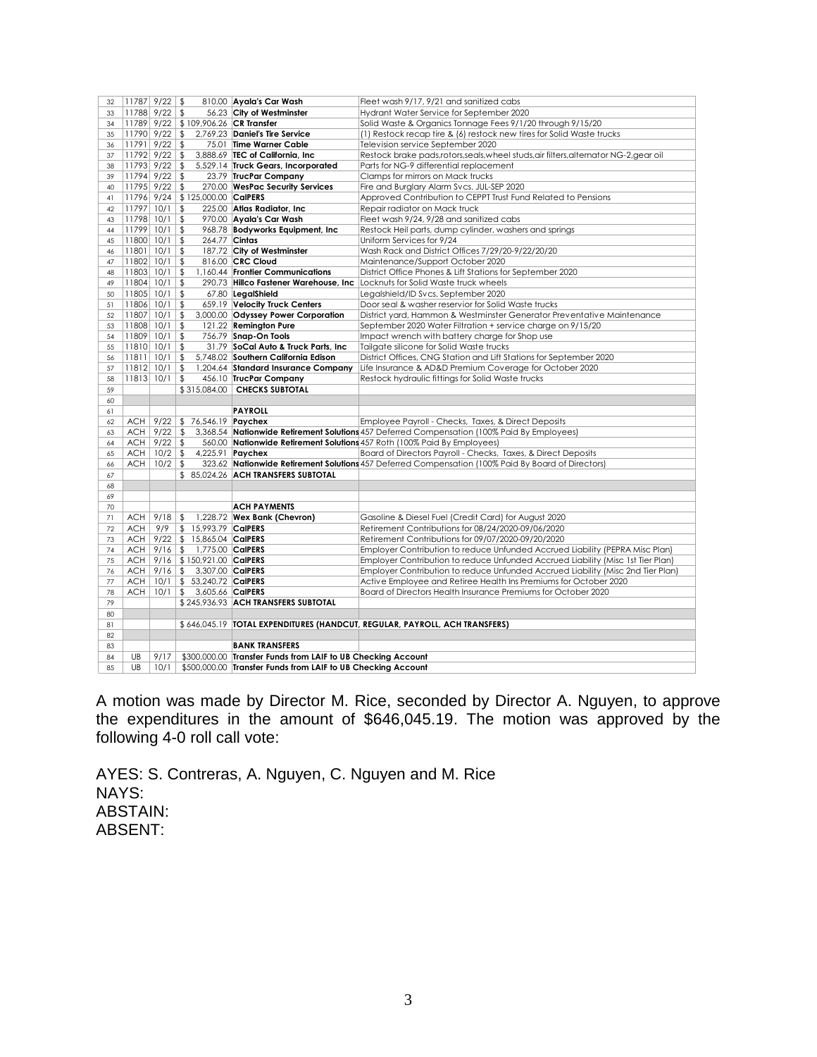| | | | | | |
|---|---|---|---|---|---|
| 32 | 11787 | 9/22 | $ 810.00 | **Ayala's Car Wash** | Fleet wash 9/17, 9/21 and sanitized cabs |
| 33 | 11788 | 9/22 | $ 56.23 | **City of Westminster** | Hydrant Water Service for September 2020 |
| 34 | 11789 | 9/22 | $ 109,906.26 | **CR Transfer** | Solid Waste & Organics Tonnage Fees 9/1/20 through 9/15/20 |
| 35 | 11790 | 9/22 | $ 2,769.23 | **Daniel's Tire Service** | (1) Restock recap tire & (6) restock new tires for Solid Waste trucks |
| 36 | 11791 | 9/22 | $ 75.01 | **Time Warner Cable** | Television service September 2020 |
| 37 | 11792 | 9/22 | $ 3,888.69 | **TEC of California, Inc** | Restock brake pads,rotors,seals,wheel studs,air filters,alternator NG-2,gear oil |
| 38 | 11793 | 9/22 | $ 5,529.14 | **Truck Gears, Incorporated** | Parts for NG-9 differential replacement |
| 39 | 11794 | 9/22 | $ 23.79 | **TrucPar Company** | Clamps for mirrors on Mack trucks |
| 40 | 11795 | 9/22 | $ 270.00 | **WesPac Security Services** | Fire and Burglary Alarm Svcs. JUL-SEP 2020 |
| 41 | 11796 | 9/24 | $ 125,000.00 | **CalPERS** | Approved Contribution to CEPPT Trust Fund Related to Pensions |
| 42 | 11797 | 10/1 | $ 225.00 | **Atlas Radiator, Inc** | Repair radiator on Mack truck |
| 43 | 11798 | 10/1 | $ 970.00 | **Ayala's Car Wash** | Fleet wash 9/24, 9/28 and sanitized cabs |
| 44 | 11799 | 10/1 | $ 968.78 | **Bodyworks Equipment, Inc** | Restock Heil parts, dump cylinder, washers and springs |
| 45 | 11800 | 10/1 | $ 264.77 | **Cintas** | Uniform Services for 9/24 |
| 46 | 11801 | 10/1 | $ 187.72 | **City of Westminster** | Wash Rack and District Offices 7/29/20-9/22/20/20 |
| 47 | 11802 | 10/1 | $ 816.00 | **CRC Cloud** | Maintenance/Support October 2020 |
| 48 | 11803 | 10/1 | $ 1,160.44 | **Frontier Communications** | District Office Phones & Lift Stations for September 2020 |
| 49 | 11804 | 10/1 | $ 290.73 | **Hillco Fastener Warehouse, Inc** | Locknuts for Solid Waste truck wheels |
| 50 | 11805 | 10/1 | $ 67.80 | **LegalShield** | Legalshield/ID Svcs. September 2020 |
| 51 | 11806 | 10/1 | $ 659.19 | **Velocity Truck Centers** | Door seal & washer reservior for Solid Waste trucks |
| 52 | 11807 | 10/1 | $ 3,000.00 | **Odyssey Power Corporation** | District yard, Hammon & Westminster Generator Preventative Maintenance |
| 53 | 11808 | 10/1 | $ 121.22 | **Remington Pure** | September 2020 Water Filtration + service charge on 9/15/20 |
| 54 | 11809 | 10/1 | $ 756.79 | **Snap-On Tools** | Impact wrench with battery charge for Shop use |
| 55 | 11810 | 10/1 | $ 31.79 | **SoCal Auto & Truck Parts, Inc** | Tailgate silicone for Solid Waste trucks |
| 56 | 11811 | 10/1 | $ 5,748.02 | **Southern California Edison** | District Offices, CNG Station and Lift Stations for September 2020 |
| 57 | 11812 | 10/1 | $ 1,204.64 | **Standard Insurance Company** | Life Insurance & AD&D Premium Coverage for October 2020 |
| 58 | 11813 | 10/1 | $ 456.10 | **TrucPar Company** | Restock hydraulic fittings for Solid Waste trucks |
| 59 | | | $ 315,084.00 | **CHECKS SUBTOTAL** | |
| 60 | | | | | |
| 61 | | | | **PAYROLL** | |
| 62 | ACH | 9/22 | $ 76,546.19 | **Paychex** | Employee Payroll - Checks, Taxes, & Direct Deposits |
| 63 | ACH | 9/22 | $ 3,368.54 | **Nationwide Retirement Solutions** | 457 Deferred Compensation (100% Paid By Employees) |
| 64 | ACH | 9/22 | $ 560.00 | **Nationwide Retirement Solutions** | 457 Roth (100% Paid By Employees) |
| 65 | ACH | 10/2 | $ 4,225.91 | **Paychex** | Board of Directors Payroll - Checks, Taxes, & Direct Deposits |
| 66 | ACH | 10/2 | $ 323.62 | **Nationwide Retirement Solutions** | 457 Deferred Compensation (100% Paid By Board of Directors) |
| 67 | | | $ 85,024.26 | **ACH TRANSFERS SUBTOTAL** | |
| 68 | | | | | |
| 69 | | | | | |
| 70 | | | | **ACH PAYMENTS** | |
| 71 | ACH | 9/18 | $ 1,228.72 | **Wex Bank (Chevron)** | Gasoline & Diesel Fuel (Credit Card) for August 2020 |
| 72 | ACH | 9/9 | $ 15,993.79 | **CalPERS** | Retirement Contributions for 08/24/2020-09/06/2020 |
| 73 | ACH | 9/22 | $ 15,865.04 | **CalPERS** | Retirement Contributions for 09/07/2020-09/20/2020 |
| 74 | ACH | 9/16 | $ 1,775.00 | **CalPERS** | Employer Contribution to reduce Unfunded Accrued Liability (PEPRA Misc Plan) |
| 75 | ACH | 9/16 | $ 150,921.00 | **CalPERS** | Employer Contribution to reduce Unfunded Accrued Liability (Misc 1st Tier Plan) |
| 76 | ACH | 9/16 | $ 3,307.00 | **CalPERS** | Employer Contribution to reduce Unfunded Accrued Liability (Misc 2nd Tier Plan) |
| 77 | ACH | 10/1 | $ 53,240.72 | **CalPERS** | Active Employee and Retiree Health Ins Premiums for October 2020 |
| 78 | ACH | 10/1 | $ 3,605.66 | **CalPERS** | Board of Directors Health Insurance Premiums for October 2020 |
| 79 | | | $ 245,936.93 | **ACH TRANSFERS SUBTOTAL** | |
| 80 | | | | | |
| 81 | | | $ 646,045.19 | **TOTAL EXPENDITURES (HANDCUT, REGULAR, PAYROLL, ACH TRANSFERS)** | |
| 82 | | | | | |
| 83 | | | | **BANK TRANSFERS** | |
| 84 | UB | 9/17 | $300,000.00 | **Transfer Funds from LAIF to UB Checking Account** | |
| 85 | UB | 10/1 | $500,000.00 | **Transfer Funds from LAIF to UB Checking Account** | |

A motion was made by Director M. Rice, seconded by Director A. Nguyen, to approve the expenditures in the amount of $646,045.19. The motion was approved by the following 4-0 roll call vote:

AYES: S. Contreras, A. Nguyen, C. Nguyen and M. Rice
NAYS:
ABSTAIN:
ABSENT: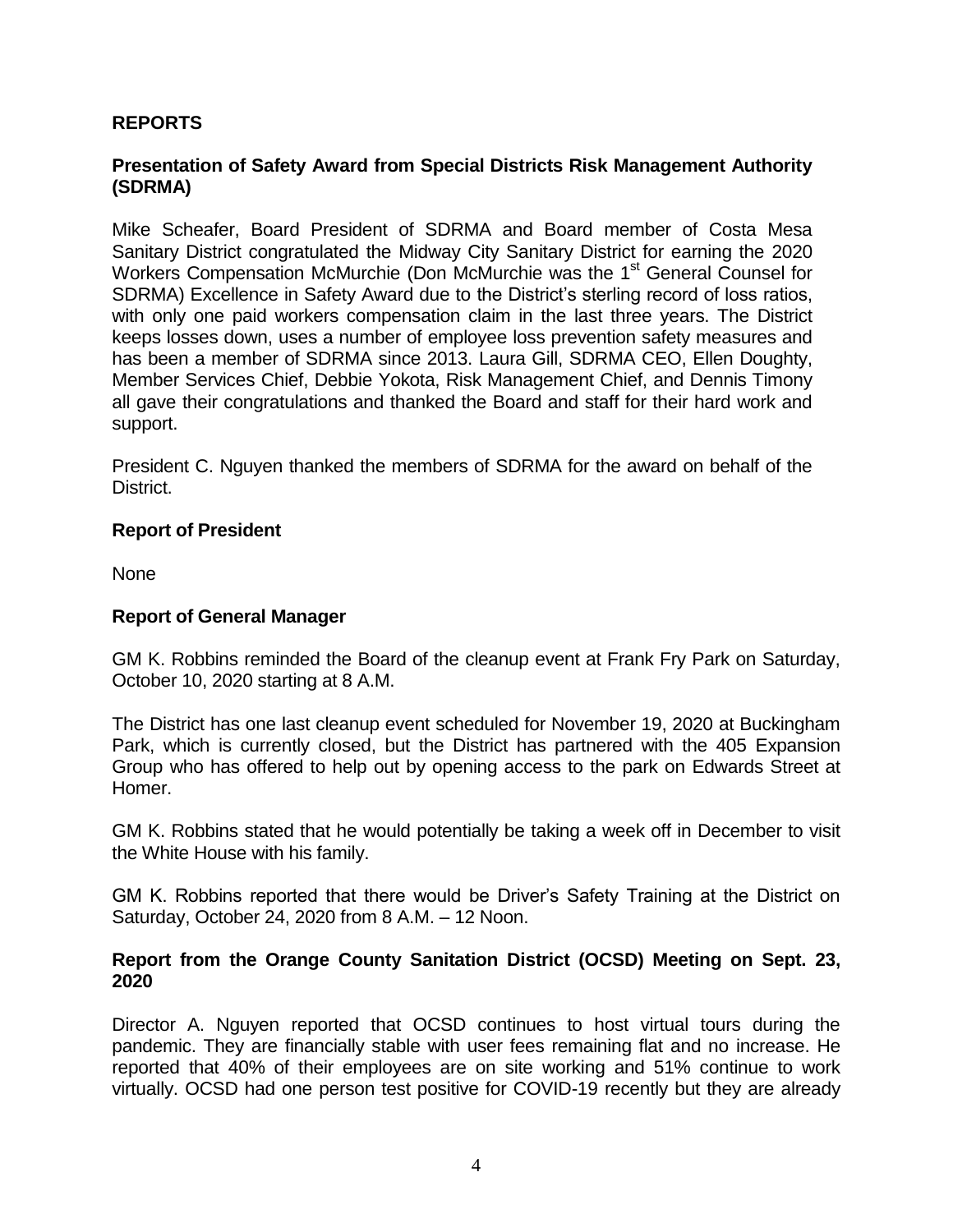## REPORTS

### Presentation of Safety Award from Special Districts Risk Management Authority (SDRMA)

Mike Scheafer, Board President of SDRMA and Board member of Costa Mesa Sanitary District congratulated the Midway City Sanitary District for earning the 2020 Workers Compensation McMurchie (Don McMurchie was the 1st General Counsel for SDRMA) Excellence in Safety Award due to the District's sterling record of loss ratios, with only one paid workers compensation claim in the last three years. The District keeps losses down, uses a number of employee loss prevention safety measures and has been a member of SDRMA since 2013. Laura Gill, SDRMA CEO, Ellen Doughty, Member Services Chief, Debbie Yokota, Risk Management Chief, and Dennis Timony all gave their congratulations and thanked the Board and staff for their hard work and support.

President C. Nguyen thanked the members of SDRMA for the award on behalf of the District.

### Report of President

None

### Report of General Manager

GM K. Robbins reminded the Board of the cleanup event at Frank Fry Park on Saturday, October 10, 2020 starting at 8 A.M.

The District has one last cleanup event scheduled for November 19, 2020 at Buckingham Park, which is currently closed, but the District has partnered with the 405 Expansion Group who has offered to help out by opening access to the park on Edwards Street at Homer.

GM K. Robbins stated that he would potentially be taking a week off in December to visit the White House with his family.

GM K. Robbins reported that there would be Driver's Safety Training at the District on Saturday, October 24, 2020 from 8 A.M. – 12 Noon.

### Report from the Orange County Sanitation District (OCSD) Meeting on Sept. 23, 2020

Director A. Nguyen reported that OCSD continues to host virtual tours during the pandemic. They are financially stable with user fees remaining flat and no increase. He reported that 40% of their employees are on site working and 51% continue to work virtually. OCSD had one person test positive for COVID-19 recently but they are already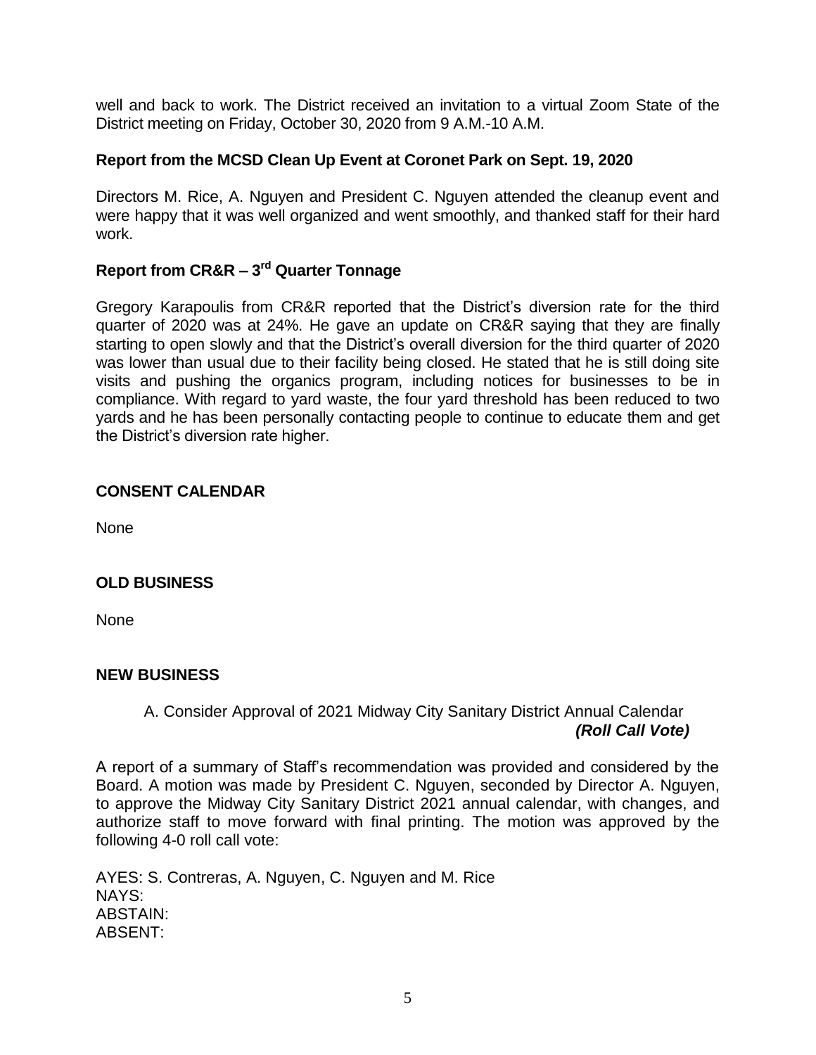well and back to work. The District received an invitation to a virtual Zoom State of the District meeting on Friday, October 30, 2020 from 9 A.M.-10 A.M.

**Report from the MCSD Clean Up Event at Coronet Park on Sept. 19, 2020**

Directors M. Rice, A. Nguyen and President C. Nguyen attended the cleanup event and were happy that it was well organized and went smoothly, and thanked staff for their hard work.

**Report from CR&R – 3rd Quarter Tonnage**

Gregory Karapoulis from CR&R reported that the District's diversion rate for the third quarter of 2020 was at 24%. He gave an update on CR&R saying that they are finally starting to open slowly and that the District's overall diversion for the third quarter of 2020 was lower than usual due to their facility being closed. He stated that he is still doing site visits and pushing the organics program, including notices for businesses to be in compliance. With regard to yard waste, the four yard threshold has been reduced to two yards and he has been personally contacting people to continue to educate them and get the District's diversion rate higher.

**CONSENT CALENDAR**

None

**OLD BUSINESS**

None

**NEW BUSINESS**

A. Consider Approval of 2021 Midway City Sanitary District Annual Calendar ***(Roll Call Vote)***

A report of a summary of Staff's recommendation was provided and considered by the Board. A motion was made by President C. Nguyen, seconded by Director A. Nguyen, to approve the Midway City Sanitary District 2021 annual calendar, with changes, and authorize staff to move forward with final printing. The motion was approved by the following 4-0 roll call vote:

AYES: S. Contreras, A. Nguyen, C. Nguyen and M. Rice
NAYS:
ABSTAIN:
ABSENT: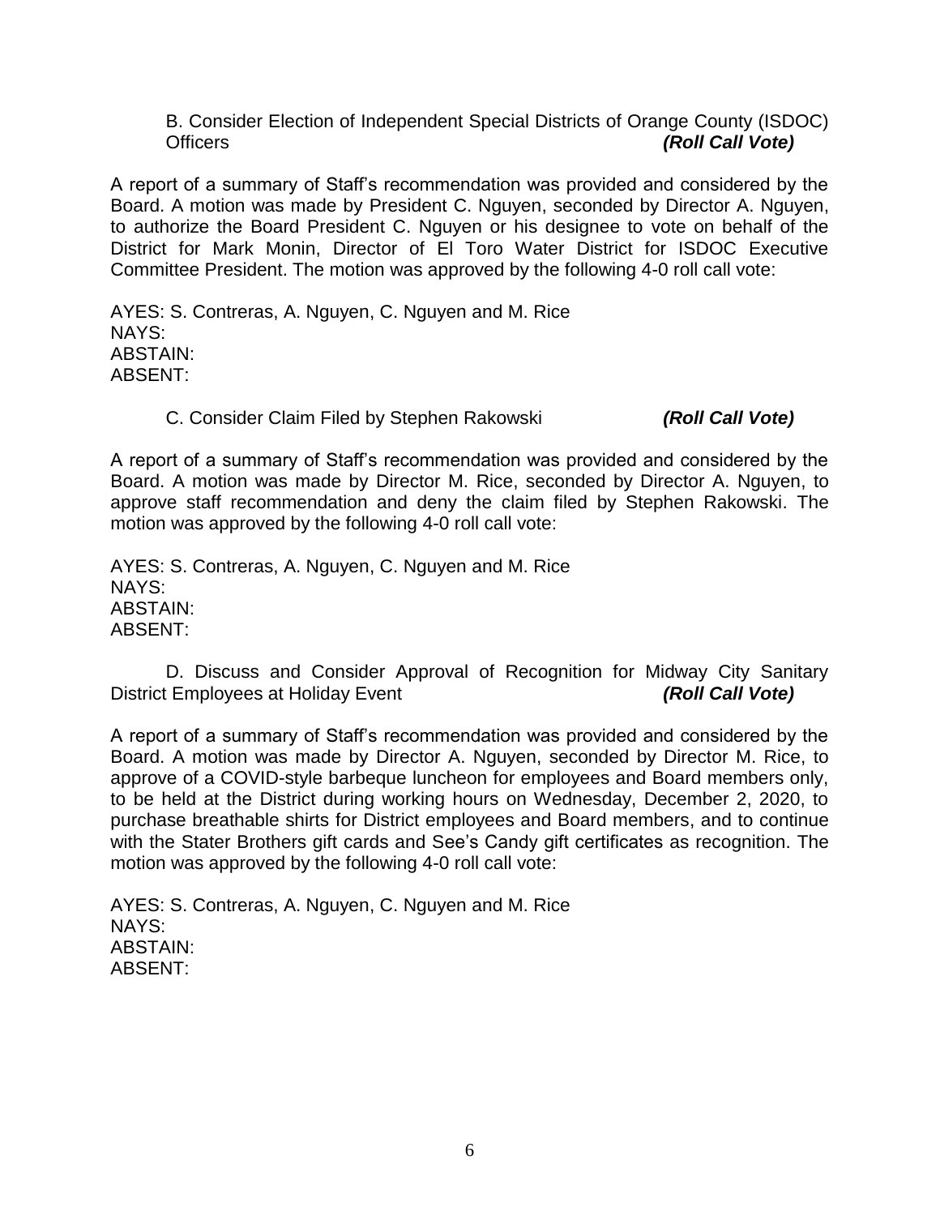B. Consider Election of Independent Special Districts of Orange County (ISDOC) Officers ***(Roll Call Vote)***

A report of a summary of Staff's recommendation was provided and considered by the Board. A motion was made by President C. Nguyen, seconded by Director A. Nguyen, to authorize the Board President C. Nguyen or his designee to vote on behalf of the District for Mark Monin, Director of El Toro Water District for ISDOC Executive Committee President. The motion was approved by the following 4-0 roll call vote:

AYES: S. Contreras, A. Nguyen, C. Nguyen and M. Rice
NAYS:
ABSTAIN:
ABSENT:

C. Consider Claim Filed by Stephen Rakowski ***(Roll Call Vote)***

A report of a summary of Staff's recommendation was provided and considered by the Board. A motion was made by Director M. Rice, seconded by Director A. Nguyen, to approve staff recommendation and deny the claim filed by Stephen Rakowski. The motion was approved by the following 4-0 roll call vote:

AYES: S. Contreras, A. Nguyen, C. Nguyen and M. Rice
NAYS:
ABSTAIN:
ABSENT:

D. Discuss and Consider Approval of Recognition for Midway City Sanitary District Employees at Holiday Event ***(Roll Call Vote)***

A report of a summary of Staff's recommendation was provided and considered by the Board. A motion was made by Director A. Nguyen, seconded by Director M. Rice, to approve of a COVID-style barbeque luncheon for employees and Board members only, to be held at the District during working hours on Wednesday, December 2, 2020, to purchase breathable shirts for District employees and Board members, and to continue with the Stater Brothers gift cards and See's Candy gift certificates as recognition. The motion was approved by the following 4-0 roll call vote:

AYES: S. Contreras, A. Nguyen, C. Nguyen and M. Rice
NAYS:
ABSTAIN:
ABSENT: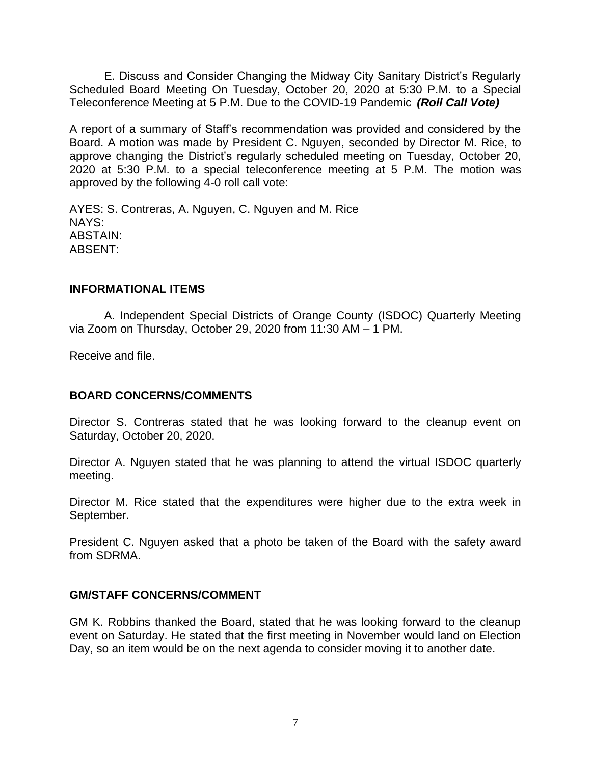E. Discuss and Consider Changing the Midway City Sanitary District's Regularly Scheduled Board Meeting On Tuesday, October 20, 2020 at 5:30 P.M. to a Special Teleconference Meeting at 5 P.M. Due to the COVID-19 Pandemic ***(Roll Call Vote)***

A report of a summary of Staff's recommendation was provided and considered by the Board. A motion was made by President C. Nguyen, seconded by Director M. Rice, to approve changing the District's regularly scheduled meeting on Tuesday, October 20, 2020 at 5:30 P.M. to a special teleconference meeting at 5 P.M. The motion was approved by the following 4-0 roll call vote:

AYES: S. Contreras, A. Nguyen, C. Nguyen and M. Rice
NAYS:
ABSTAIN:
ABSENT:

## INFORMATIONAL ITEMS

A. Independent Special Districts of Orange County (ISDOC) Quarterly Meeting via Zoom on Thursday, October 29, 2020 from 11:30 AM – 1 PM.

Receive and file.

## BOARD CONCERNS/COMMENTS

Director S. Contreras stated that he was looking forward to the cleanup event on Saturday, October 20, 2020.

Director A. Nguyen stated that he was planning to attend the virtual ISDOC quarterly meeting.

Director M. Rice stated that the expenditures were higher due to the extra week in September.

President C. Nguyen asked that a photo be taken of the Board with the safety award from SDRMA.

## GM/STAFF CONCERNS/COMMENT

GM K. Robbins thanked the Board, stated that he was looking forward to the cleanup event on Saturday. He stated that the first meeting in November would land on Election Day, so an item would be on the next agenda to consider moving it to another date.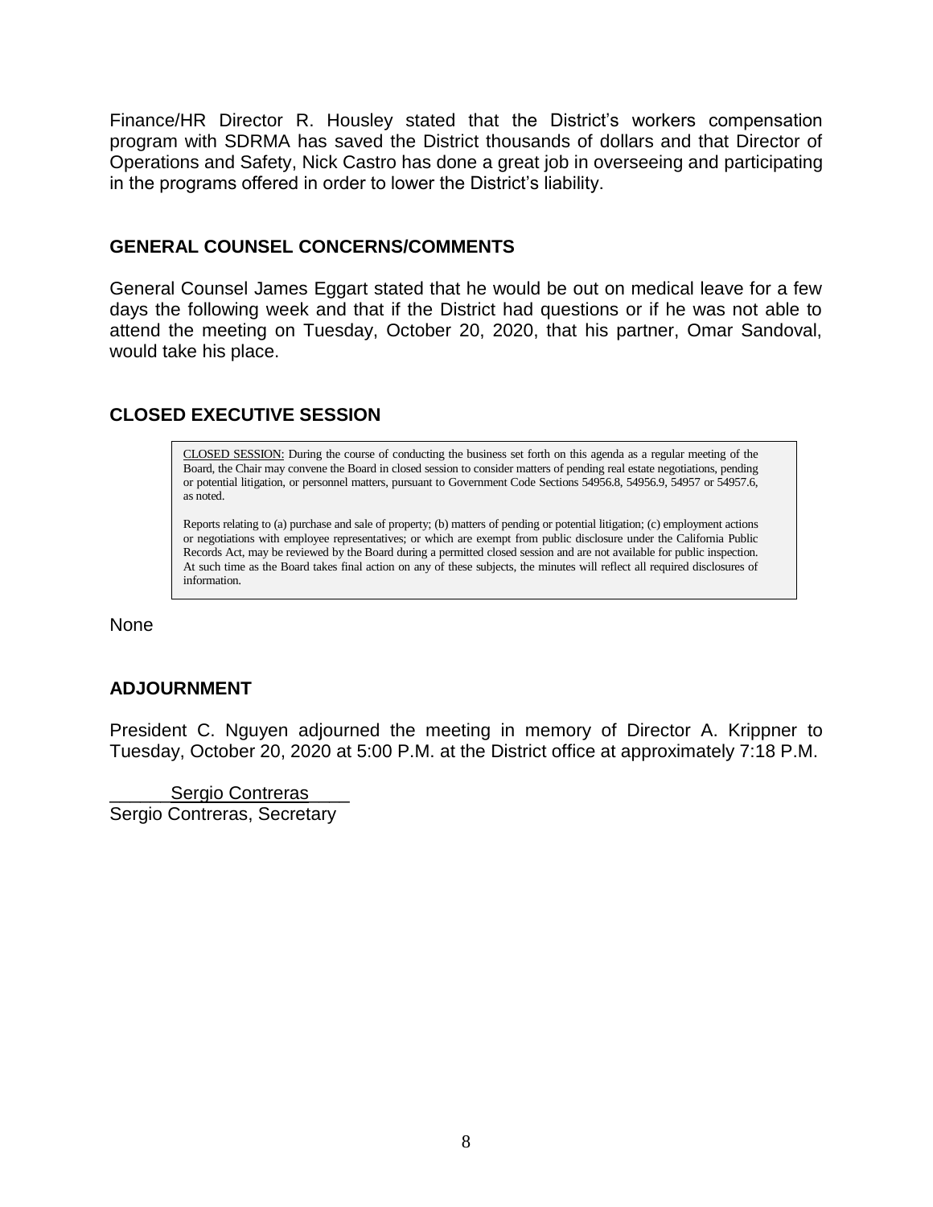Finance/HR Director R. Housley stated that the District's workers compensation program with SDRMA has saved the District thousands of dollars and that Director of Operations and Safety, Nick Castro has done a great job in overseeing and participating in the programs offered in order to lower the District's liability.

## GENERAL COUNSEL CONCERNS/COMMENTS

General Counsel James Eggart stated that he would be out on medical leave for a few days the following week and that if the District had questions or if he was not able to attend the meeting on Tuesday, October 20, 2020, that his partner, Omar Sandoval, would take his place.

## CLOSED EXECUTIVE SESSION

> CLOSED SESSION: During the course of conducting the business set forth on this agenda as a regular meeting of the Board, the Chair may convene the Board in closed session to consider matters of pending real estate negotiations, pending or potential litigation, or personnel matters, pursuant to Government Code Sections 54956.8, 54956.9, 54957 or 54957.6, as noted.
>
> Reports relating to (a) purchase and sale of property; (b) matters of pending or potential litigation; (c) employment actions or negotiations with employee representatives; or which are exempt from public disclosure under the California Public Records Act, may be reviewed by the Board during a permitted closed session and are not available for public inspection. At such time as the Board takes final action on any of these subjects, the minutes will reflect all required disclosures of information.

None

## ADJOURNMENT

President C. Nguyen adjourned the meeting in memory of Director A. Krippner to Tuesday, October 20, 2020 at 5:00 P.M. at the District office at approximately 7:18 P.M.

______Sergio Contreras____
Sergio Contreras, Secretary